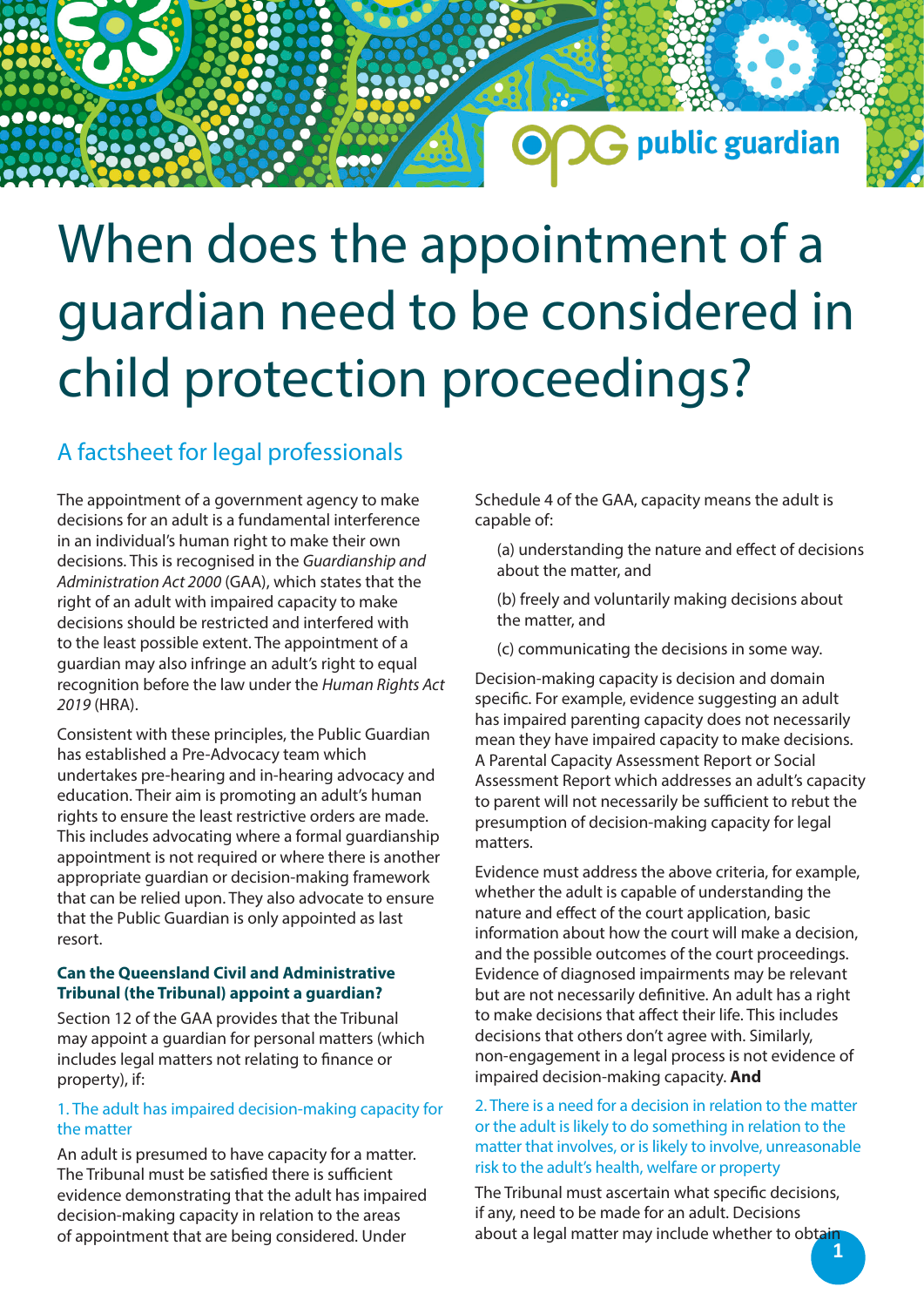# When does the appointment of a guardian need to be considered in child protection proceedings?

## A factsheet for legal professionals

The appointment of a government agency to make decisions for an adult is a fundamental interference in an individual's human right to make their own decisions. This is recognised in the *Guardianship and Administration Act 2000* (GAA), which states that the right of an adult with impaired capacity to make decisions should be restricted and interfered with to the least possible extent. The appointment of a guardian may also infringe an adult's right to equal recognition before the law under the *Human Rights Act 2019* (HRA).

Consistent with these principles, the Public Guardian has established a Pre-Advocacy team which undertakes pre-hearing and in-hearing advocacy and education. Their aim is promoting an adult's human rights to ensure the least restrictive orders are made. This includes advocating where a formal guardianship appointment is not required or where there is another appropriate guardian or decision-making framework that can be relied upon. They also advocate to ensure that the Public Guardian is only appointed as last resort.

### Can the Queensland Civil and Administrative Tribunal (the Tribunal) appoint a guardian?

Section 12 of the GAA provides that the Tribunal may appoint a guardian for personal matters (which includes legal matters not relating to finance or property), if:

#### 1. The adult has impaired decision-making capacity for the matter

An adult is presumed to have capacity for a matter. The Tribunal must be satisfied there is sufficient evidence demonstrating that the adult has impaired decision-making capacity in relation to the areas of appointment that are being considered. Under Schedule 4 of the GAA, capacity means the adult is capable of:

(a) understanding the nature and effect of decisions about the matter, and

(b) freely and voluntarily making decisions about the matter, and

(c) communicating the decisions in some way.

Decision-making capacity is decision and domain specific. For example, evidence suggesting an adult has impaired parenting capacity does not necessarily mean they have impaired capacity to make decisions. A Parental Capacity Assessment Report or Social Assessment Report which addresses an adult's capacity to parent will not necessarily be sufficient to rebut the presumption of decision-making capacity for legal matters.

Evidence must address the above criteria, for example, whether the adult is capable of understanding the nature and effect of the court application, basic information about how the court will make a decision, and the possible outcomes of the court proceedings. Evidence of diagnosed impairments may be relevant but are not necessarily definitive. An adult has a right to make decisions that affect their life. This includes decisions that others don't agree with. Similarly, non-engagement in a legal process is not evidence of impaired decision-making capacity. **And**

#### 2. There is a need for a decision in relation to the matter or the adult is likely to do something in relation to the matter that involves, or is likely to involve, unreasonable risk to the adult's health, welfare or property

The Tribunal must ascertain what specific decisions, if any, need to be made for an adult. Decisions about a legal matter may include whether to obtain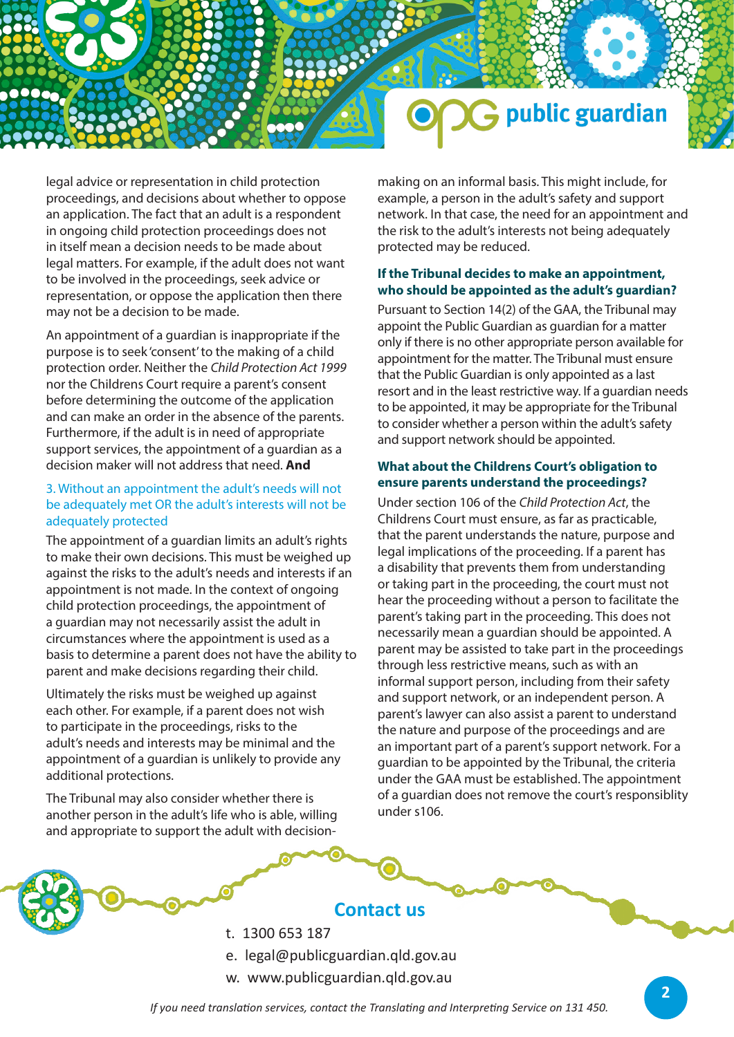legal advice or representation in child protection proceedings, and decisions about whether to oppose an application. The fact that an adult is a respondent in ongoing child protection proceedings does not in itself mean a decision needs to be made about legal matters. For example, if the adult does not want to be involved in the proceedings, seek advice or representation, or oppose the application then there may not be a decision to be made.

An appointment of a guardian is inappropriate if the purpose is to seek 'consent' to the making of a child protection order. Neither the *Child Protection Act 1999* nor the Childrens Court require a parent's consent before determining the outcome of the application and can make an order in the absence of the parents. Furthermore, if the adult is in need of appropriate support services, the appointment of a guardian as a decision maker will not address that need. **And**

### 3. Without an appointment the adult's needs will not be adequately met OR the adult's interests will not be adequately protected

The appointment of a guardian limits an adult's rights to make their own decisions. This must be weighed up against the risks to the adult's needs and interests if an appointment is not made. In the context of ongoing child protection proceedings, the appointment of a guardian may not necessarily assist the adult in circumstances where the appointment is used as a basis to determine a parent does not have the ability to parent and make decisions regarding their child.

Ultimately the risks must be weighed up against each other. For example, if a parent does not wish to participate in the proceedings, risks to the adult's needs and interests may be minimal and the appointment of a guardian is unlikely to provide any additional protections.

The Tribunal may also consider whether there is another person in the adult's life who is able, willing and appropriate to support the adult with decision-making on an informal basis. This might include, for example, a person in the adult's safety and support network. In that case, the need for an appointment and the risk to the adult's interests not being adequately protected may be reduced.

### If the Tribunal decides to make an appointment, who should be appointed as the adult's guardian?

Pursuant to Section 14(2) of the GAA, the Tribunal may appoint the Public Guardian as guardian for a matter only if there is no other appropriate person available for appointment for the matter. The Tribunal must ensure that the Public Guardian is only appointed as a last resort and in the least restrictive way. If a guardian needs to be appointed, it may be appropriate for the Tribunal to consider whether a person within the adult's safety and support network should be appointed.

### What about the Childrens Court's obligation to ensure parents understand the proceedings?

Under section 106 of the *Child Protection Act*, the Childrens Court must ensure, as far as practicable, that the parent understands the nature, purpose and legal implications of the proceeding. If a parent has a disability that prevents them from understanding or taking part in the proceeding, the court must not hear the proceeding without a person to facilitate the parent's taking part in the proceeding. This does not necessarily mean a guardian should be appointed. A parent may be assisted to take part in the proceedings through less restrictive means, such as with an informal support person, including from their safety and support network, or an independent person. A parent's lawyer can also assist a parent to understand the nature and purpose of the proceedings and are an important part of a parent's support network. For a guardian to be appointed by the Tribunal, the criteria under the GAA must be established. The appointment of a guardian does not remove the court's responsiblity under s106.

## Contact us

t. 1300 653 187

e. legal@publicguardian.qld.gov.au

w. www.publicguardian.qld.gov.au

*If you need translation services, contact the Translating and Interpreting Service on 131 450.*